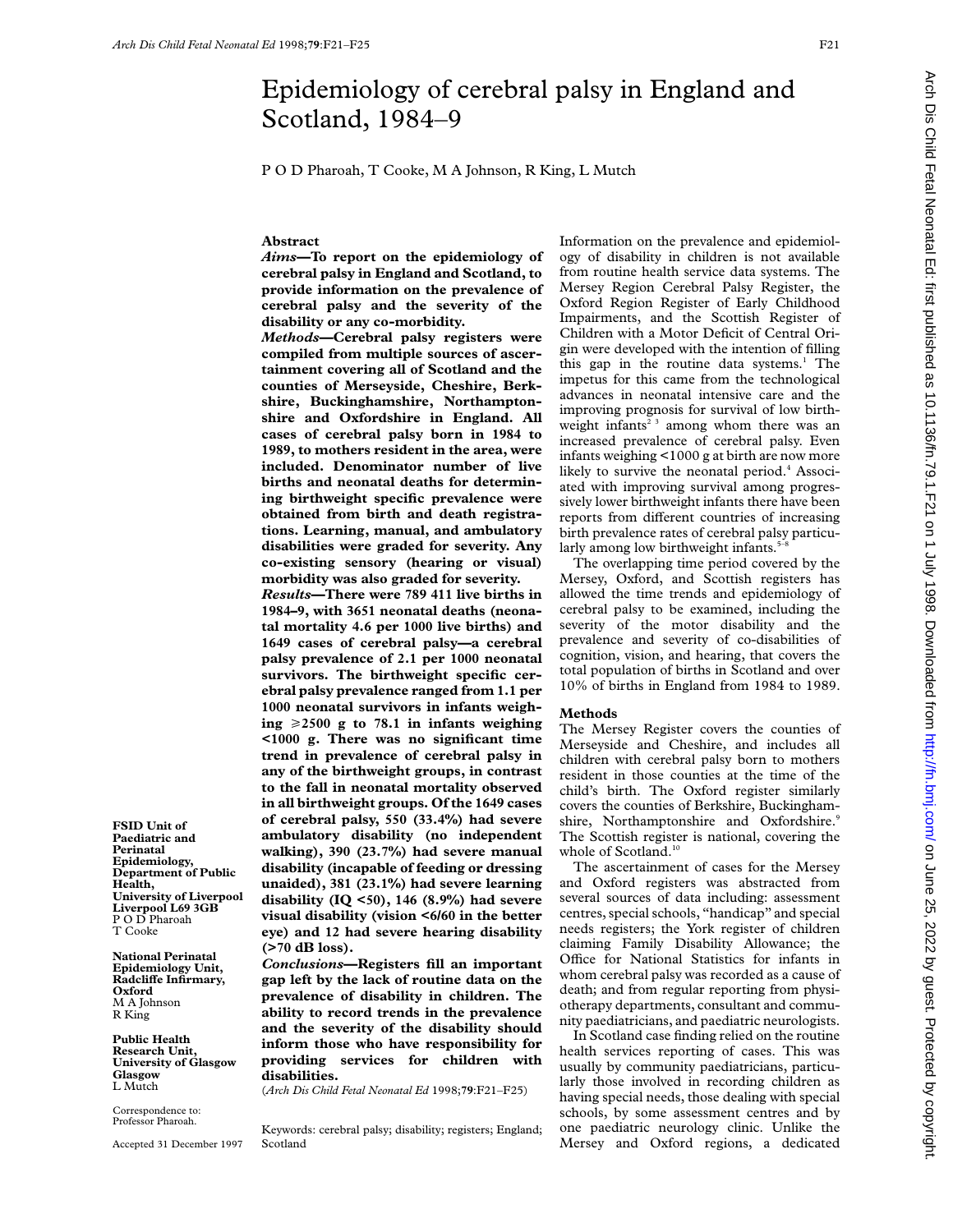# Epidemiology of cerebral palsy in England and Scotland, 1984–9

P O D Pharoah, T Cooke, M A Johnson, R King, L Mutch

FSID Unit of Paediatric and Perinatal Epidemiology, Department of Public Health, University of Liverpool Liverpool L69 3GB
P O D Pharoah
T Cooke

National Perinatal Epidemiology Unit, Radcliffe Infirmary, Oxford
M A Johnson
R King

Public Health Research Unit, University of Glasgow Glasgow
L Mutch

Correspondence to: Professor Pharoah.

Accepted 31 December 1997

## Abstract

***Aims*—To report on the epidemiology of cerebral palsy in England and Scotland, to provide information on the prevalence of cerebral palsy and the severity of the disability or any co-morbidity.**

***Methods*—Cerebral palsy registers were compiled from multiple sources of ascertainment covering all of Scotland and the counties of Merseyside, Cheshire, Berkshire, Buckinghamshire, Northamptonshire and Oxfordshire in England. All cases of cerebral palsy born in 1984 to 1989, to mothers resident in the area, were included. Denominator number of live births and neonatal deaths for determining birthweight specific prevalence were obtained from birth and death registrations. Learning, manual, and ambulatory disabilities were graded for severity. Any co-existing sensory (hearing or visual) morbidity was also graded for severity.**

***Results*—There were 789 411 live births in 1984–9, with 3651 neonatal deaths (neonatal mortality 4.6 per 1000 live births) and 1649 cases of cerebral palsy—a cerebral palsy prevalence of 2.1 per 1000 neonatal survivors. The birthweight specific cerebral palsy prevalence ranged from 1.1 per 1000 neonatal survivors in infants weighing ⩾2500 g to 78.1 in infants weighing <1000 g. There was no significant time trend in prevalence of cerebral palsy in any of the birthweight groups, in contrast to the fall in neonatal mortality observed in all birthweight groups. Of the 1649 cases of cerebral palsy, 550 (33.4%) had severe ambulatory disability (no independent walking), 390 (23.7%) had severe manual disability (incapable of feeding or dressing unaided), 381 (23.1%) had severe learning disability (IQ <50), 146 (8.9%) had severe visual disability (vision <6/60 in the better eye) and 12 had severe hearing disability (>70 dB loss).**

***Conclusions*—Registers fill an important gap left by the lack of routine data on the prevalence of disability in children. The ability to record trends in the prevalence and the severity of the disability should inform those who have responsibility for providing services for children with disabilities.**

(*Arch Dis Child Fetal Neonatal Ed* 1998;**79**:F21–F25)

Keywords: cerebral palsy; disability; registers; England; Scotland

Information on the prevalence and epidemiology of disability in children is not available from routine health service data systems. The Mersey Region Cerebral Palsy Register, the Oxford Region Register of Early Childhood Impairments, and the Scottish Register of Children with a Motor Deficit of Central Origin were developed with the intention of filling this gap in the routine data systems.[1] The impetus for this came from the technological advances in neonatal intensive care and the improving prognosis for survival of low birthweight infants[2 3] among whom there was an increased prevalence of cerebral palsy. Even infants weighing <1000 g at birth are now more likely to survive the neonatal period.[4] Associated with improving survival among progressively lower birthweight infants there have been reports from different countries of increasing birth prevalence rates of cerebral palsy particularly among low birthweight infants.[5–8]

The overlapping time period covered by the Mersey, Oxford, and Scottish registers has allowed the time trends and epidemiology of cerebral palsy to be examined, including the severity of the motor disability and the prevalence and severity of co-disabilities of cognition, vision, and hearing, that covers the total population of births in Scotland and over 10% of births in England from 1984 to 1989.

## Methods

The Mersey Register covers the counties of Merseyside and Cheshire, and includes all children with cerebral palsy born to mothers resident in those counties at the time of the child's birth. The Oxford register similarly covers the counties of Berkshire, Buckinghamshire, Northamptonshire and Oxfordshire.[9] The Scottish register is national, covering the whole of Scotland.[10]

The ascertainment of cases for the Mersey and Oxford registers was abstracted from several sources of data including: assessment centres, special schools, "handicap" and special needs registers; the York register of children claiming Family Disability Allowance; the Office for National Statistics for infants in whom cerebral palsy was recorded as a cause of death; and from regular reporting from physiotherapy departments, consultant and community paediatricians, and paediatric neurologists.

In Scotland case finding relied on the routine health services reporting of cases. This was usually by community paediatricians, particularly those involved in recording children as having special needs, those dealing with special schools, by some assessment centres and by one paediatric neurology clinic. Unlike the Mersey and Oxford regions, a dedicated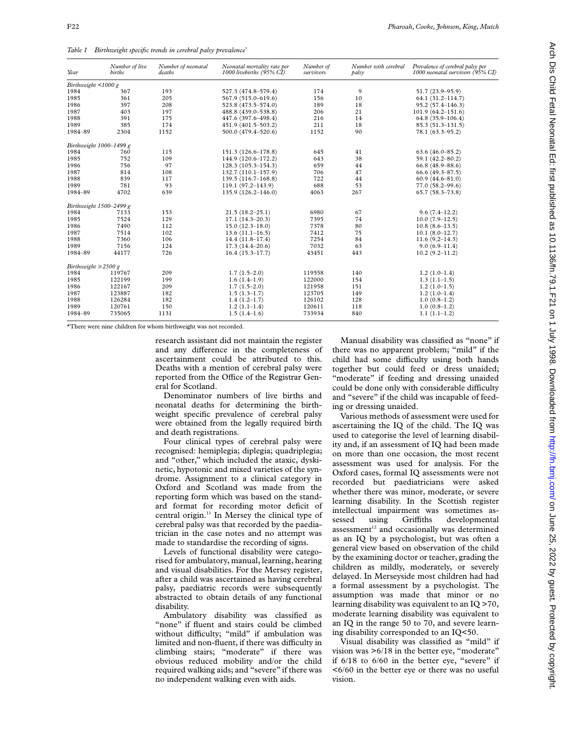*Table 1 Birthweight specific trends in cerebral palsy prevalence**

| Year | Number of live births | Number of neonatal deaths | Neonatal mortality rate per 1000 livebirths (95% CI) | Number of survivors | Number with cerebral palsy | Prevalence of cerebral palsy per 1000 neonatal survivors (95% CI) |
|---|---|---|---|---|---|---|
| *Birthweight <1000 g* | | | | | | |
| 1984 | 367 | 193 | 527.3 (474.8–579.4) | 174 | 9 | 51.7 (23.9–95.9) |
| 1985 | 361 | 205 | 567.9 (515.0–619.6) | 156 | 10 | 64.1 (31.2–114.7) |
| 1986 | 397 | 208 | 523.8 (473.5–574.0) | 189 | 18 | 95.2 (57.4–146.3) |
| 1987 | 403 | 197 | 488.8 (439.0–538.8) | 206 | 21 | 101.9 (64.2–151.6) |
| 1988 | 391 | 175 | 447.6 (397.6–498.4) | 216 | 14 | 64.8 (35.9–106.4) |
| 1989 | 385 | 174 | 451.9 (401.5–503.2) | 211 | 18 | 85.3 (51.3–131.5) |
| 1984–89 | 2304 | 1152 | 500.0 (479.4–520.6) | 1152 | 90 | 78.1 (63.3–95.2) |
| *Birthweight 1000–1499 g* | | | | | | |
| 1984 | 760 | 115 | 151.3 (126.6–178.8) | 645 | 41 | 63.6 (46.0–85.2) |
| 1985 | 752 | 109 | 144.9 (120.6–172.2) | 643 | 38 | 59.1 (42.2–80.2) |
| 1986 | 756 | 97 | 128.3 (105.3–154.3) | 659 | 44 | 66.8 (48.9–88.6) |
| 1987 | 814 | 108 | 132.7 (110.1–157.9) | 706 | 47 | 66.6 (49.3–87.5) |
| 1988 | 839 | 117 | 139.5 (116.7–168.8) | 722 | 44 | 60.9 (44.6–81.0) |
| 1989 | 781 | 93 | 119.1 (97.2–143.9) | 688 | 53 | 77.0 (58.2–99.6) |
| 1984–89 | 4702 | 639 | 135.9 (126.2–146.0) | 4063 | 267 | 65.7 (58.3–73.8) |
| *Birthweight 1500–2499 g* | | | | | | |
| 1984 | 7133 | 153 | 21.5 (18.2–25.1) | 6980 | 67 | 9.6 (7.4–12.2) |
| 1985 | 7524 | 129 | 17.1 (14.3–20.3) | 7395 | 74 | 10.0 (7.9–12.5) |
| 1986 | 7490 | 112 | 15.0 (12.3–18.0) | 7378 | 80 | 10.8 (8.6–13.5) |
| 1987 | 7514 | 102 | 13.6 (11.1–16.5) | 7412 | 75 | 10.1 (8.0–12.7) |
| 1988 | 7360 | 106 | 14.4 (11.8–17.4) | 7254 | 84 | 11.6 (9.2–14.3) |
| 1989 | 7156 | 124 | 17.3 (14.4–20.6) | 7032 | 63 | 9.0 (6.9–11.4) |
| 1984–89 | 44177 | 726 | 16.4 (15.3–17.7) | 43451 | 443 | 10.2 (9.2–11.2) |
| *Birthweight ≥2500 g* | | | | | | |
| 1984 | 119767 | 209 | 1.7 (1.5–2.0) | 119558 | 140 | 1.2 (1.0–1.4) |
| 1985 | 122199 | 199 | 1.6 (1.4–1.9) | 122000 | 154 | 1.3 (1.1–1.5) |
| 1986 | 122167 | 209 | 1.7 (1.5–2.0) | 121958 | 151 | 1.2 (1.0–1.5) |
| 1987 | 123887 | 182 | 1.5 (1.3–1.7) | 123705 | 149 | 1.2 (1.0–1.4) |
| 1988 | 126284 | 182 | 1.4 (1.2–1.7) | 126102 | 128 | 1.0 (0.8–1.2) |
| 1989 | 120761 | 150 | 1.2 (1.1–1.4) | 120611 | 118 | 1.0 (0.8–1.2) |
| 1984–89 | 735065 | 1131 | 1.5 (1.4–1.6) | 733934 | 840 | 1.1 (1.1–1.2) |

*There were nine children for whom birthweight was not recorded.

research assistant did not maintain the register and any difference in the completeness of ascertainment could be attributed to this. Deaths with a mention of cerebral palsy were reported from the Office of the Registrar General for Scotland.

Denominator numbers of live births and neonatal deaths for determining the birthweight specific prevalence of cerebral palsy were obtained from the legally required birth and death registrations.

Four clinical types of cerebral palsy were recognised: hemiplegia; diplegia; quadriplegia; and "other," which included the ataxic, dyskinetic, hypotonic and mixed varieties of the syndrome. Assignment to a clinical category in Oxford and Scotland was made from the reporting form which was based on the standard format for recording motor deficit of central origin.[11] In Mersey the clinical type of cerebral palsy was that recorded by the paediatrician in the case notes and no attempt was made to standardise the recording of signs.

Levels of functional disability were categorised for ambulatory, manual, learning, hearing and visual disabilities. For the Mersey register, after a child was ascertained as having cerebral palsy, paediatric records were subsequently abstracted to obtain details of any functional disability.

Ambulatory disability was classified as "none" if fluent and stairs could be climbed without difficulty; "mild" if ambulation was limited and non-fluent, if there was difficulty in climbing stairs; "moderate" if there was obvious reduced mobility and/or the child required walking aids; and "severe" if there was no independent walking even with aids.

Manual disability was classified as "none" if there was no apparent problem; "mild" if the child had some difficulty using both hands together but could feed or dress unaided; "moderate" if feeding and dressing unaided could be done only with considerable difficulty and "severe" if the child was incapable of feeding or dressing unaided.

Various methods of assessment were used for ascertaining the IQ of the child. The IQ was used to categorise the level of learning disability and, if an assessment of IQ had been made on more than one occasion, the most recent assessment was used for analysis. For the Oxford cases, formal IQ assessments were not recorded but paediatricians were asked whether there was minor, moderate, or severe learning disability. In the Scottish register intellectual impairment was sometimes assessed using Griffiths developmental assessment[12] and occasionally was determined as an IQ by a psychologist, but was often a general view based on observation of the child by the examining doctor or teacher, grading the children as mildly, moderately, or severely delayed. In Merseyside most children had had a formal assessment by a psychologist. The assumption was made that minor or no learning disability was equivalent to an IQ >70, moderate learning disability was equivalent to an IQ in the range 50 to 70, and severe learning disability corresponded to an IQ<50.

Visual disability was classified as "mild" if vision was >6/18 in the better eye, "moderate" if 6/18 to 6/60 in the better eye, "severe" if <6/60 in the better eye or there was no useful vision.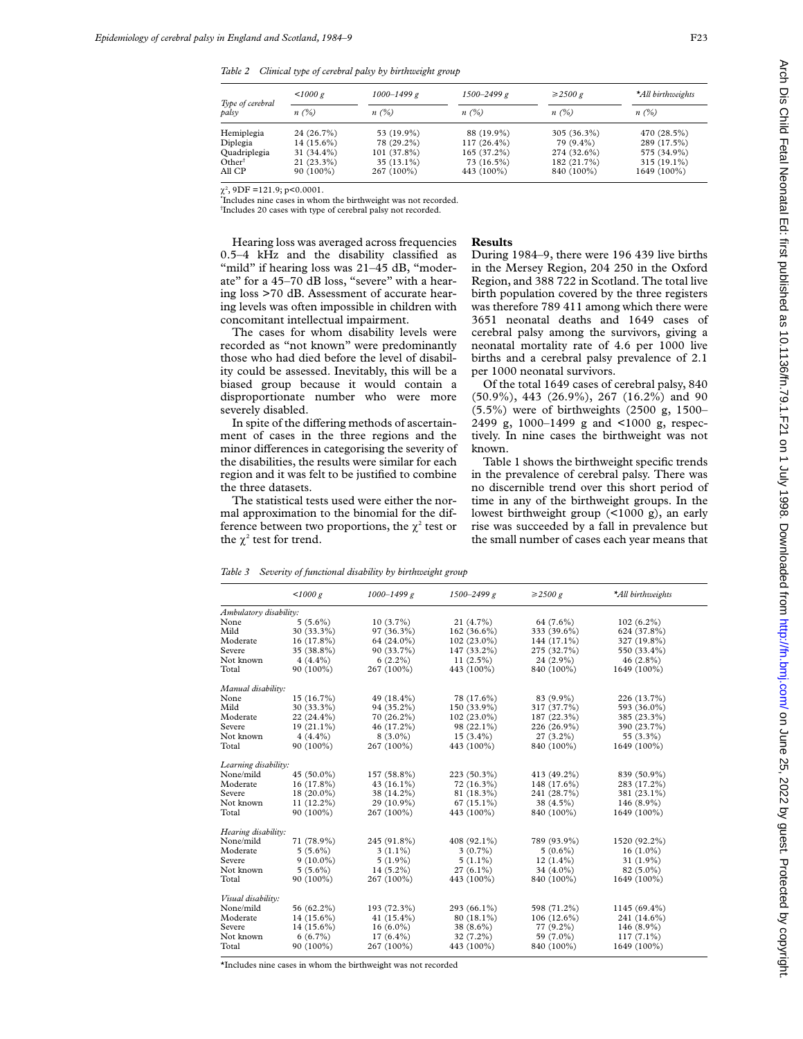*Table 2 Clinical type of cerebral palsy by birthweight group*

| Type of cerebral palsy | <1000 g | 1000–1499 g | 1500–2499 g | ≥2500 g | *All birthweights |
|---|---|---|---|---|---|
| | n (%) | n (%) | n (%) | n (%) | n (%) |
| Hemiplegia | 24 (26.7%) | 53 (19.9%) | 88 (19.9%) | 305 (36.3%) | 470 (28.5%) |
| Diplegia | 14 (15.6%) | 78 (29.2%) | 117 (26.4%) | 79 (9.4%) | 289 (17.5%) |
| Quadriplegia | 31 (34.4%) | 101 (37.8%) | 165 (37.2%) | 274 (32.6%) | 575 (34.9%) |
| Other† | 21 (23.3%) | 35 (13.1%) | 73 (16.5%) | 182 (21.7%) | 315 (19.1%) |
| All CP | 90 (100%) | 267 (100%) | 443 (100%) | 840 (100%) | 1649 (100%) |

$\chi^2$, 9DF =121.9; p<0.0001.
*Includes nine cases in whom the birthweight was not recorded.
†Includes 20 cases with type of cerebral palsy not recorded.

Hearing loss was averaged across frequencies 0.5–4 kHz and the disability classified as "mild" if hearing loss was 21–45 dB, "moderate" for a 45–70 dB loss, "severe" with a hearing loss >70 dB. Assessment of accurate hearing levels was often impossible in children with concomitant intellectual impairment.

The cases for whom disability levels were recorded as "not known" were predominantly those who had died before the level of disability could be assessed. Inevitably, this will be a biased group because it would contain a disproportionate number who were more severely disabled.

In spite of the differing methods of ascertainment of cases in the three regions and the minor differences in categorising the severity of the disabilities, the results were similar for each region and it was felt to be justified to combine the three datasets.

The statistical tests used were either the normal approximation to the binomial for the difference between two proportions, the $\chi^2$ test or the $\chi^2$ test for trend.

## Results

During 1984–9, there were 196 439 live births in the Mersey Region, 204 250 in the Oxford Region, and 388 722 in Scotland. The total live birth population covered by the three registers was therefore 789 411 among which there were 3651 neonatal deaths and 1649 cases of cerebral palsy among the survivors, giving a neonatal mortality rate of 4.6 per 1000 live births and a cerebral palsy prevalence of 2.1 per 1000 neonatal survivors.

Of the total 1649 cases of cerebral palsy, 840 (50.9%), 443 (26.9%), 267 (16.2%) and 90 (5.5%) were of birthweights (2500 g, 1500–2499 g, 1000–1499 g and <1000 g, respectively. In nine cases the birthweight was not known.

Table 1 shows the birthweight specific trends in the prevalence of cerebral palsy. There was no discernible trend over this short period of time in any of the birthweight groups. In the lowest birthweight group (<1000 g), an early rise was succeeded by a fall in prevalence but the small number of cases each year means that

*Table 3 Severity of functional disability by birthweight group*

| | <1000 g | 1000–1499 g | 1500–2499 g | ≥2500 g | *All birthweights |
|---|---|---|---|---|---|
| *Ambulatory disability:* | | | | | |
| None | 5 (5.6%) | 10 (3.7%) | 21 (4.7%) | 64 (7.6%) | 102 (6.2%) |
| Mild | 30 (33.3%) | 97 (36.3%) | 162 (36.6%) | 333 (39.6%) | 624 (37.8%) |
| Moderate | 16 (17.8%) | 64 (24.0%) | 102 (23.0%) | 144 (17.1%) | 327 (19.8%) |
| Severe | 35 (38.8%) | 90 (33.7%) | 147 (33.2%) | 275 (32.7%) | 550 (33.4%) |
| Not known | 4 (4.4%) | 6 (2.2%) | 11 (2.5%) | 24 (2.9%) | 46 (2.8%) |
| Total | 90 (100%) | 267 (100%) | 443 (100%) | 840 (100%) | 1649 (100%) |
| *Manual disability:* | | | | | |
| None | 15 (16.7%) | 49 (18.4%) | 78 (17.6%) | 83 (9.9%) | 226 (13.7%) |
| Mild | 30 (33.3%) | 94 (35.2%) | 150 (33.9%) | 317 (37.7%) | 593 (36.0%) |
| Moderate | 22 (24.4%) | 70 (26.2%) | 102 (23.0%) | 187 (22.3%) | 385 (23.3%) |
| Severe | 19 (21.1%) | 46 (17.2%) | 98 (22.1%) | 226 (26.9%) | 390 (23.7%) |
| Not known | 4 (4.4%) | 8 (3.0%) | 15 (3.4%) | 27 (3.2%) | 55 (3.3%) |
| Total | 90 (100%) | 267 (100%) | 443 (100%) | 840 (100%) | 1649 (100%) |
| *Learning disability:* | | | | | |
| None/mild | 45 (50.0%) | 157 (58.8%) | 223 (50.3%) | 413 (49.2%) | 839 (50.9%) |
| Moderate | 16 (17.8%) | 43 (16.1%) | 72 (16.3%) | 148 (17.6%) | 283 (17.2%) |
| Severe | 18 (20.0%) | 38 (14.2%) | 81 (18.3%) | 241 (28.7%) | 381 (23.1%) |
| Not known | 11 (12.2%) | 29 (10.9%) | 67 (15.1%) | 38 (4.5%) | 146 (8.9%) |
| Total | 90 (100%) | 267 (100%) | 443 (100%) | 840 (100%) | 1649 (100%) |
| *Hearing disability:* | | | | | |
| None/mild | 71 (78.9%) | 245 (91.8%) | 408 (92.1%) | 789 (93.9%) | 1520 (92.2%) |
| Moderate | 5 (5.6%) | 3 (1.1%) | 3 (0.7%) | 5 (0.6%) | 16 (1.0%) |
| Severe | 9 (10.0%) | 5 (1.9%) | 5 (1.1%) | 12 (1.4%) | 31 (1.9%) |
| Not known | 5 (5.6%) | 14 (5.2%) | 27 (6.1%) | 34 (4.0%) | 82 (5.0%) |
| Total | 90 (100%) | 267 (100%) | 443 (100%) | 840 (100%) | 1649 (100%) |
| *Visual disability:* | | | | | |
| None/mild | 56 (62.2%) | 193 (72.3%) | 293 (66.1%) | 598 (71.2%) | 1145 (69.4%) |
| Moderate | 14 (15.6%) | 41 (15.4%) | 80 (18.1%) | 106 (12.6%) | 241 (14.6%) |
| Severe | 14 (15.6%) | 16 (6.0%) | 38 (8.6%) | 77 (9.2%) | 146 (8.9%) |
| Not known | 6 (6.7%) | 17 (6.4%) | 32 (7.2%) | 59 (7.0%) | 117 (7.1%) |
| Total | 90 (100%) | 267 (100%) | 443 (100%) | 840 (100%) | 1649 (100%) |

*Includes nine cases in whom the birthweight was not recorded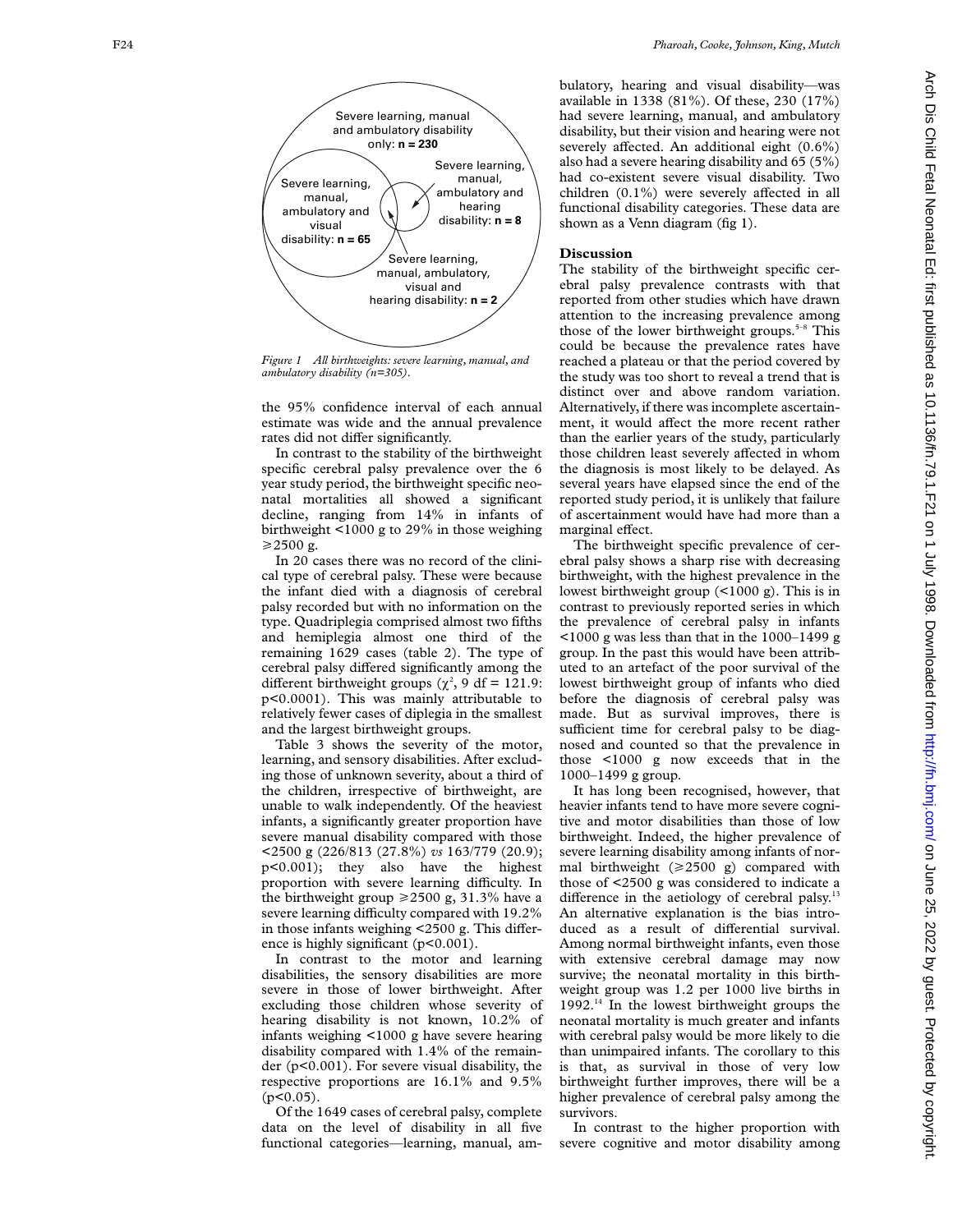Severe learning, manual and ambulatory disability only: **n = 230**

Severe learning, manual, ambulatory and hearing disability: **n = 8**

Severe learning, manual, ambulatory and visual disability: **n = 65**

Severe learning, manual, ambulatory, visual and hearing disability: **n = 2**

*Figure 1 All birthweights: severe learning, manual, and ambulatory disability (n=305).*

the 95% confidence interval of each annual estimate was wide and the annual prevalence rates did not differ significantly.

In contrast to the stability of the birthweight specific cerebral palsy prevalence over the 6 year study period, the birthweight specific neonatal mortalities all showed a significant decline, ranging from 14% in infants of birthweight <1000 g to 29% in those weighing ⩾2500 g.

In 20 cases there was no record of the clinical type of cerebral palsy. These were because the infant died with a diagnosis of cerebral palsy recorded but with no information on the type. Quadriplegia comprised almost two fifths and hemiplegia almost one third of the remaining 1629 cases (table 2). The type of cerebral palsy differed significantly among the different birthweight groups ($\chi^2$, 9 df = 121.9: $p<0.0001$). This was mainly attributable to relatively fewer cases of diplegia in the smallest and the largest birthweight groups.

Table 3 shows the severity of the motor, learning, and sensory disabilities. After excluding those of unknown severity, about a third of the children, irrespective of birthweight, are unable to walk independently. Of the heaviest infants, a significantly greater proportion have severe manual disability compared with those <2500 g (226/813 (27.8%) *vs* 163/779 (20.9); $p<0.001$); they also have the highest proportion with severe learning difficulty. In the birthweight group ⩾2500 g, 31.3% have a severe learning difficulty compared with 19.2% in those infants weighing <2500 g. This difference is highly significant ($p<0.001$).

In contrast to the motor and learning disabilities, the sensory disabilities are more severe in those of lower birthweight. After excluding those children whose severity of hearing disability is not known, 10.2% of infants weighing <1000 g have severe hearing disability compared with 1.4% of the remainder ($p<0.001$). For severe visual disability, the respective proportions are 16.1% and 9.5% ($p<0.05$).

Of the 1649 cases of cerebral palsy, complete data on the level of disability in all five functional categories—learning, manual, ambulatory, hearing and visual disability—was available in 1338 (81%). Of these, 230 (17%) had severe learning, manual, and ambulatory disability, but their vision and hearing were not severely affected. An additional eight (0.6%) also had a severe hearing disability and 65 (5%) had co-existent severe visual disability. Two children (0.1%) were severely affected in all functional disability categories. These data are shown as a Venn diagram (fig 1).

## Discussion

The stability of the birthweight specific cerebral palsy prevalence contrasts with that reported from other studies which have drawn attention to the increasing prevalence among those of the lower birthweight groups.[5–8] This could be because the prevalence rates have reached a plateau or that the period covered by the study was too short to reveal a trend that is distinct over and above random variation. Alternatively, if there was incomplete ascertainment, it would affect the more recent rather than the earlier years of the study, particularly those children least severely affected in whom the diagnosis is most likely to be delayed. As several years have elapsed since the end of the reported study period, it is unlikely that failure of ascertainment would have had more than a marginal effect.

The birthweight specific prevalence of cerebral palsy shows a sharp rise with decreasing birthweight, with the highest prevalence in the lowest birthweight group (<1000 g). This is in contrast to previously reported series in which the prevalence of cerebral palsy in infants <1000 g was less than that in the 1000–1499 g group. In the past this would have been attributed to an artefact of the poor survival of the lowest birthweight group of infants who died before the diagnosis of cerebral palsy was made. But as survival improves, there is sufficient time for cerebral palsy to be diagnosed and counted so that the prevalence in those <1000 g now exceeds that in the 1000–1499 g group.

It has long been recognised, however, that heavier infants tend to have more severe cognitive and motor disabilities than those of low birthweight. Indeed, the higher prevalence of severe learning disability among infants of normal birthweight (⩾2500 g) compared with those of <2500 g was considered to indicate a difference in the aetiology of cerebral palsy.[13] An alternative explanation is the bias introduced as a result of differential survival. Among normal birthweight infants, even those with extensive cerebral damage may now survive; the neonatal mortality in this birthweight group was 1.2 per 1000 live births in 1992.[14] In the lowest birthweight groups the neonatal mortality is much greater and infants with cerebral palsy would be more likely to die than unimpaired infants. The corollary to this is that, as survival in those of very low birthweight further improves, there will be a higher prevalence of cerebral palsy among the survivors.

In contrast to the higher proportion with severe cognitive and motor disability among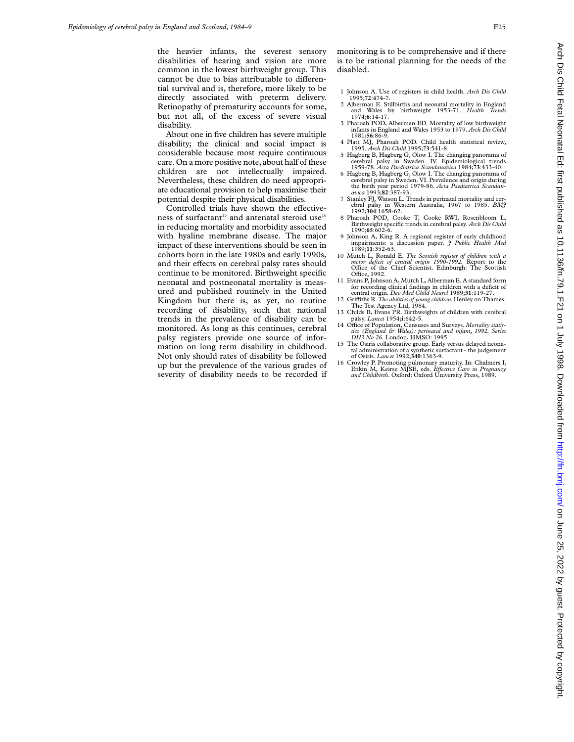the heavier infants, the severest sensory disabilities of hearing and vision are more common in the lowest birthweight group. This cannot be due to bias attributable to differential survival and is, therefore, more likely to be directly associated with preterm delivery. Retinopathy of prematurity accounts for some, but not all, of the excess of severe visual disability.

About one in five children has severe multiple disability; the clinical and social impact is considerable because most require continuous care. On a more positive note, about half of these children are not intellectually impaired. Nevertheless, these children do need appropriate educational provision to help maximise their potential despite their physical disabilities.

Controlled trials have shown the effectiveness of surfactant[15] and antenatal steroid use[16] in reducing mortality and morbidity associated with hyaline membrane disease. The major impact of these interventions should be seen in cohorts born in the late 1980s and early 1990s, and their effects on cerebral palsy rates should continue to be monitored. Birthweight specific neonatal and postneonatal mortality is measured and published routinely in the United Kingdom but there is, as yet, no routine recording of disability, such that national trends in the prevalence of disability can be monitored. As long as this continues, cerebral palsy registers provide one source of information on long term disability in childhood. Not only should rates of disability be followed up but the prevalence of the various grades of severity of disability needs to be recorded if monitoring is to be comprehensive and if there is to be rational planning for the needs of the disabled.

1. Johnson A. Use of registers in child health. *Arch Dis Child* 1995;**72**:474-7.
2. Alberman E. Stillbirths and neonatal mortality in England and Wales by birthweight 1953-71. *Health Trends* 1974;**6**:14-17.
3. Pharoah POD, Alberman ED. Mortality of low birthweight infants in England and Wales 1953 to 1979. *Arch Dis Child* 1981;**56**:86-9.
4. Platt MJ, Pharoah POD. Child health statistical review, 1995. *Arch Dis Child* 1995;**73**:541-8.
5. Hagberg B, Hagberg G, Olow I. The changing panorama of cerebral palsy in Sweden. IV. Epidemiological trends 1959-78. *Acta Paediatrica Scandanavica* 1984;**73**:433-40.
6. Hagberg B, Hagberg G, Olow I. The changing panorama of cerebral palsy in Sweden. VI. Prevalence and origin during the birth year period 1979-86. *Acta Paediatrica Scandanavica* 1993;**82**:387-93.
7. Stanley FJ, Watson L. Trends in perinatal mortality and cerebral palsy in Western Australia, 1967 to 1985. *BMJ* 1992;**304**:1658-62.
8. Pharoah POD, Cooke T, Cooke RWI, Rosenbloom L. Birthweight specific trends in cerebral palsy. *Arch Dis Child* 1990;**65**:602-6.
9. Johnson A, King R. A regional register of early childhood impairments: a discussion paper. *J Public Health Med* 1989;**11**:352-63.
10. Mutch L, Ronald E. *The Scottish register of children with a motor deficit of central origin 1990-1992.* Report to the Office of the Chief Scientist. Edinburgh: The Scottish Office, 1992.
11. Evans P, Johnson A, Mutch L, Alberman E. A standard form for recording clinical findings in children with a deficit of central origin. *Dev Med Child Neurol* 1989;**31**:119-27.
12. Griffiths R. *The abilities of young children.* Henley on Thames: The Test Agency Ltd, 1984.
13. Childs B, Evans PR. Birthweights of children with cerebral palsy. *Lancet* 1954;**i**:642-5.
14. Office of Population, Censuses and Surveys. *Mortality statistics (England & Wales): perinatal and infant, 1992. Series DH3 No 26.* London, HMSO: 1995
15. The Osiris collaborative group. Early versus delayed neonatal administration of a synthetic surfactant - the judgement of Osiris. *Lancet* 1992;**340**:1363-9.
16. Crowley P. Promoting pulmonary maturity. In: Chalmers I, Enkin M, Keirse MJSE, eds. *Effective Care in Pregnancy and Childbirth*. Oxford: Oxford University Press, 1989.